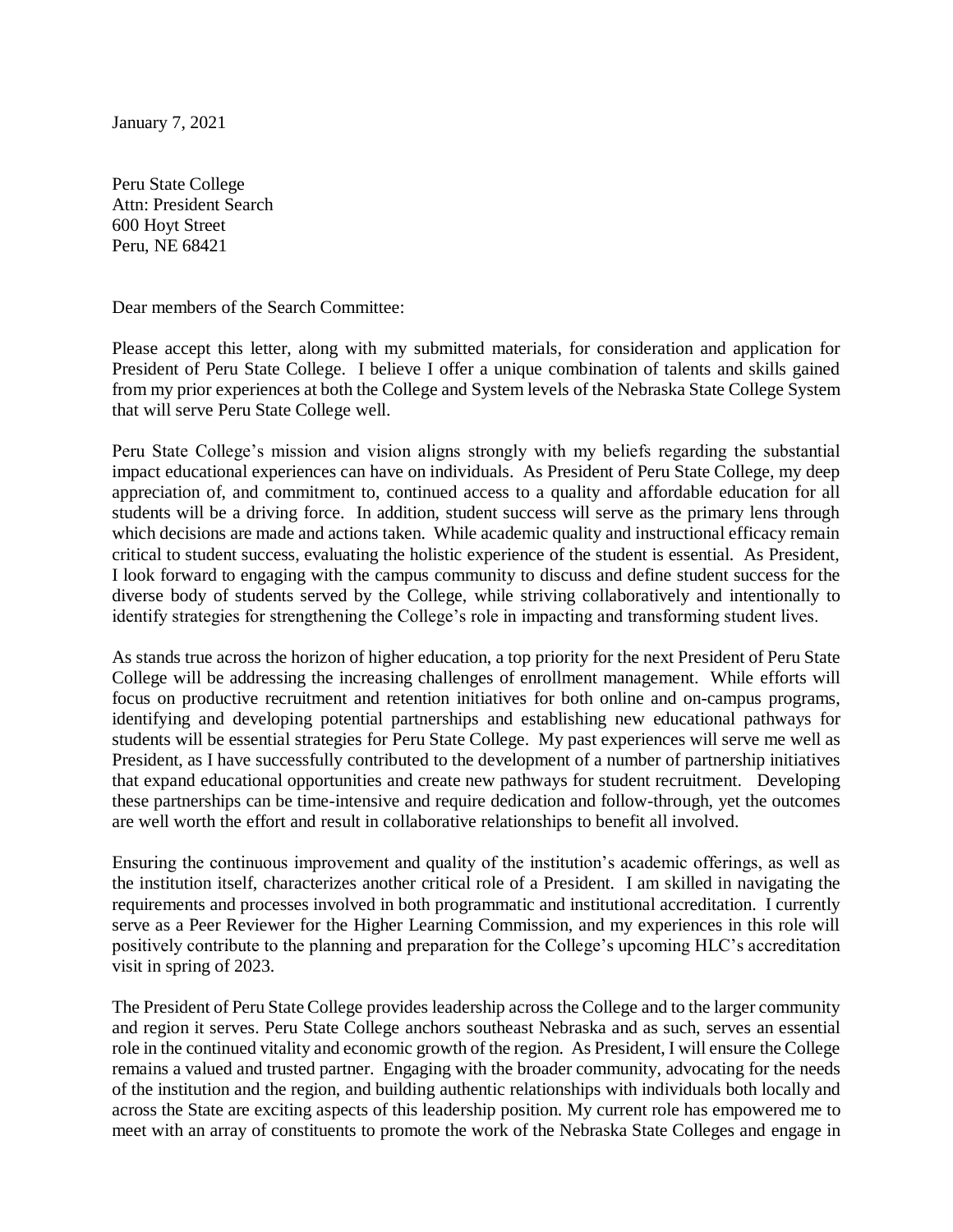January 7, 2021

Peru State College
Attn: President Search
600 Hoyt Street
Peru, NE 68421

Dear members of the Search Committee:

Please accept this letter, along with my submitted materials, for consideration and application for President of Peru State College. I believe I offer a unique combination of talents and skills gained from my prior experiences at both the College and System levels of the Nebraska State College System that will serve Peru State College well.

Peru State College's mission and vision aligns strongly with my beliefs regarding the substantial impact educational experiences can have on individuals. As President of Peru State College, my deep appreciation of, and commitment to, continued access to a quality and affordable education for all students will be a driving force. In addition, student success will serve as the primary lens through which decisions are made and actions taken. While academic quality and instructional efficacy remain critical to student success, evaluating the holistic experience of the student is essential. As President, I look forward to engaging with the campus community to discuss and define student success for the diverse body of students served by the College, while striving collaboratively and intentionally to identify strategies for strengthening the College's role in impacting and transforming student lives.

As stands true across the horizon of higher education, a top priority for the next President of Peru State College will be addressing the increasing challenges of enrollment management. While efforts will focus on productive recruitment and retention initiatives for both online and on-campus programs, identifying and developing potential partnerships and establishing new educational pathways for students will be essential strategies for Peru State College. My past experiences will serve me well as President, as I have successfully contributed to the development of a number of partnership initiatives that expand educational opportunities and create new pathways for student recruitment. Developing these partnerships can be time-intensive and require dedication and follow-through, yet the outcomes are well worth the effort and result in collaborative relationships to benefit all involved.

Ensuring the continuous improvement and quality of the institution's academic offerings, as well as the institution itself, characterizes another critical role of a President. I am skilled in navigating the requirements and processes involved in both programmatic and institutional accreditation. I currently serve as a Peer Reviewer for the Higher Learning Commission, and my experiences in this role will positively contribute to the planning and preparation for the College's upcoming HLC's accreditation visit in spring of 2023.

The President of Peru State College provides leadership across the College and to the larger community and region it serves. Peru State College anchors southeast Nebraska and as such, serves an essential role in the continued vitality and economic growth of the region. As President, I will ensure the College remains a valued and trusted partner. Engaging with the broader community, advocating for the needs of the institution and the region, and building authentic relationships with individuals both locally and across the State are exciting aspects of this leadership position. My current role has empowered me to meet with an array of constituents to promote the work of the Nebraska State Colleges and engage in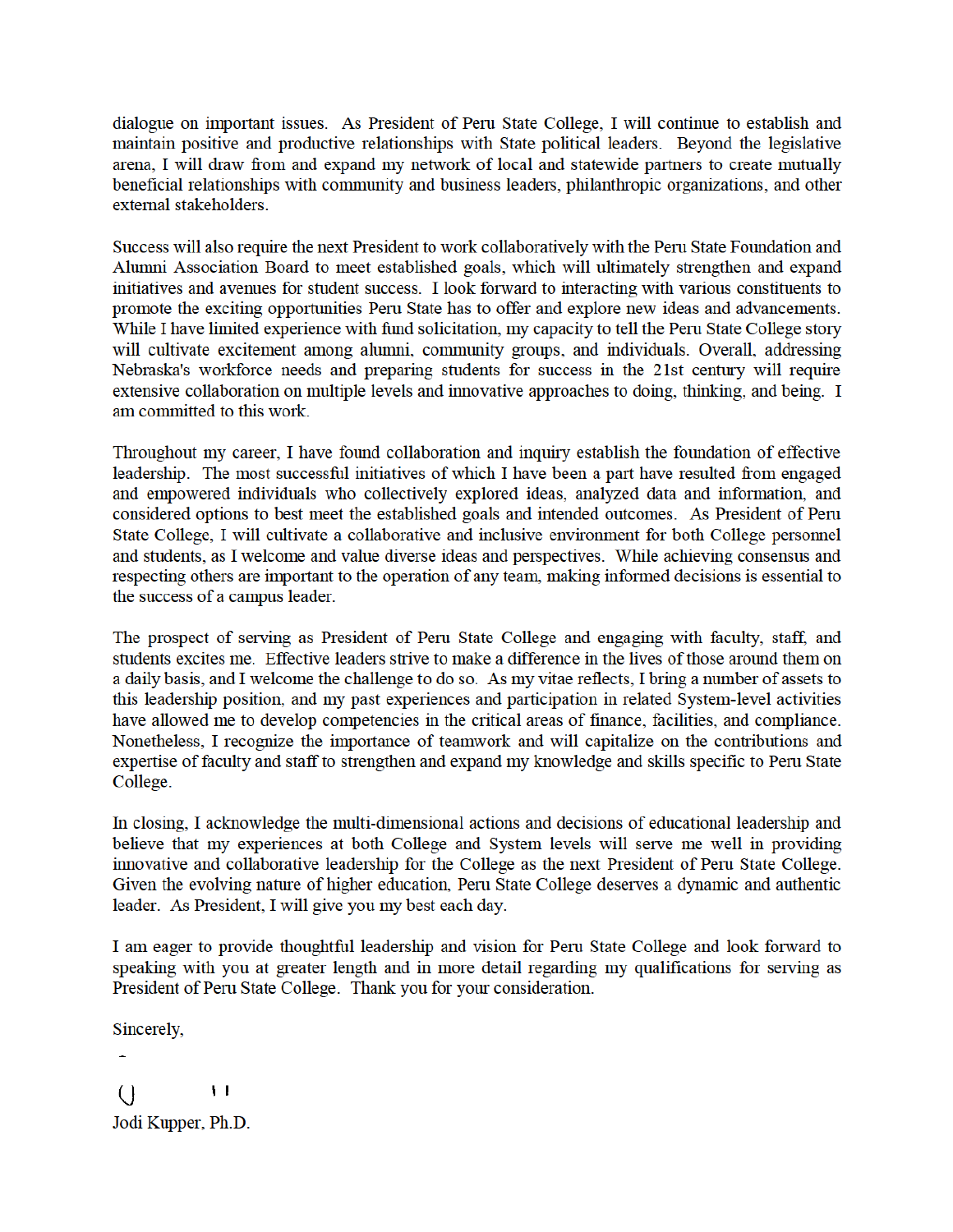dialogue on important issues. As President of Peru State College, I will continue to establish and maintain positive and productive relationships with State political leaders. Beyond the legislative arena, I will draw from and expand my network of local and statewide partners to create mutually beneficial relationships with community and business leaders, philanthropic organizations, and other external stakeholders.

Success will also require the next President to work collaboratively with the Peru State Foundation and Alumni Association Board to meet established goals, which will ultimately strengthen and expand initiatives and avenues for student success. I look forward to interacting with various constituents to promote the exciting opportunities Peru State has to offer and explore new ideas and advancements. While I have limited experience with fund solicitation, my capacity to tell the Peru State College story will cultivate excitement among alumni, community groups, and individuals. Overall, addressing Nebraska's workforce needs and preparing students for success in the 21st century will require extensive collaboration on multiple levels and innovative approaches to doing, thinking, and being. I am committed to this work.

Throughout my career, I have found collaboration and inquiry establish the foundation of effective leadership. The most successful initiatives of which I have been a part have resulted from engaged and empowered individuals who collectively explored ideas, analyzed data and information, and considered options to best meet the established goals and intended outcomes. As President of Peru State College, I will cultivate a collaborative and inclusive environment for both College personnel and students, as I welcome and value diverse ideas and perspectives. While achieving consensus and respecting others are important to the operation of any team, making informed decisions is essential to the success of a campus leader.

The prospect of serving as President of Peru State College and engaging with faculty, staff, and students excites me. Effective leaders strive to make a difference in the lives of those around them on a daily basis, and I welcome the challenge to do so. As my vitae reflects, I bring a number of assets to this leadership position, and my past experiences and participation in related System-level activities have allowed me to develop competencies in the critical areas of finance, facilities, and compliance. Nonetheless, I recognize the importance of teamwork and will capitalize on the contributions and expertise of faculty and staff to strengthen and expand my knowledge and skills specific to Peru State College.

In closing, I acknowledge the multi-dimensional actions and decisions of educational leadership and believe that my experiences at both College and System levels will serve me well in providing innovative and collaborative leadership for the College as the next President of Peru State College. Given the evolving nature of higher education, Peru State College deserves a dynamic and authentic leader. As President, I will give you my best each day.

I am eager to provide thoughtful leadership and vision for Peru State College and look forward to speaking with you at greater length and in more detail regarding my qualifications for serving as President of Peru State College. Thank you for your consideration.

Sincerely,

Jodi Kupper, Ph.D.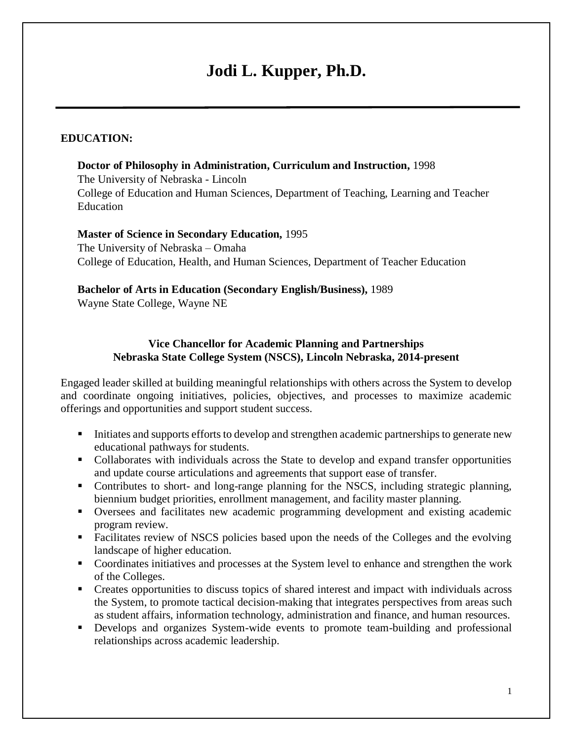# Jodi L. Kupper, Ph.D.

---

**EDUCATION:**

**Doctor of Philosophy in Administration, Curriculum and Instruction,** 1998
The University of Nebraska - Lincoln
College of Education and Human Sciences, Department of Teaching, Learning and Teacher Education

**Master of Science in Secondary Education,** 1995
The University of Nebraska – Omaha
College of Education, Health, and Human Sciences, Department of Teacher Education

**Bachelor of Arts in Education (Secondary English/Business),** 1989
Wayne State College, Wayne NE

**Vice Chancellor for Academic Planning and Partnerships**
**Nebraska State College System (NSCS), Lincoln Nebraska, 2014-present**

Engaged leader skilled at building meaningful relationships with others across the System to develop and coordinate ongoing initiatives, policies, objectives, and processes to maximize academic offerings and opportunities and support student success.

- Initiates and supports efforts to develop and strengthen academic partnerships to generate new educational pathways for students.
- Collaborates with individuals across the State to develop and expand transfer opportunities and update course articulations and agreements that support ease of transfer.
- Contributes to short- and long-range planning for the NSCS, including strategic planning, biennium budget priorities, enrollment management, and facility master planning.
- Oversees and facilitates new academic programming development and existing academic program review.
- Facilitates review of NSCS policies based upon the needs of the Colleges and the evolving landscape of higher education.
- Coordinates initiatives and processes at the System level to enhance and strengthen the work of the Colleges.
- Creates opportunities to discuss topics of shared interest and impact with individuals across the System, to promote tactical decision-making that integrates perspectives from areas such as student affairs, information technology, administration and finance, and human resources.
- Develops and organizes System-wide events to promote team-building and professional relationships across academic leadership.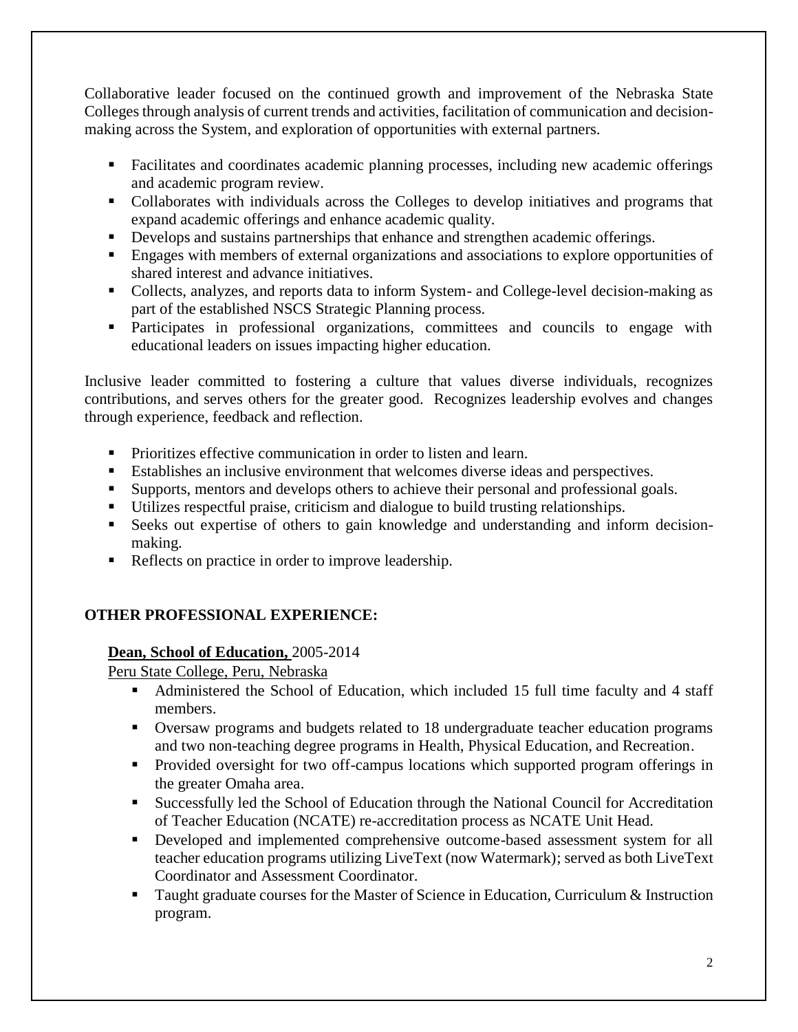Collaborative leader focused on the continued growth and improvement of the Nebraska State Colleges through analysis of current trends and activities, facilitation of communication and decision-making across the System, and exploration of opportunities with external partners.

- Facilitates and coordinates academic planning processes, including new academic offerings and academic program review.
- Collaborates with individuals across the Colleges to develop initiatives and programs that expand academic offerings and enhance academic quality.
- Develops and sustains partnerships that enhance and strengthen academic offerings.
- Engages with members of external organizations and associations to explore opportunities of shared interest and advance initiatives.
- Collects, analyzes, and reports data to inform System- and College-level decision-making as part of the established NSCS Strategic Planning process.
- Participates in professional organizations, committees and councils to engage with educational leaders on issues impacting higher education.

Inclusive leader committed to fostering a culture that values diverse individuals, recognizes contributions, and serves others for the greater good. Recognizes leadership evolves and changes through experience, feedback and reflection.

- Prioritizes effective communication in order to listen and learn.
- Establishes an inclusive environment that welcomes diverse ideas and perspectives.
- Supports, mentors and develops others to achieve their personal and professional goals.
- Utilizes respectful praise, criticism and dialogue to build trusting relationships.
- Seeks out expertise of others to gain knowledge and understanding and inform decision-making.
- Reflects on practice in order to improve leadership.

## OTHER PROFESSIONAL EXPERIENCE:

**Dean, School of Education,** 2005-2014

Peru State College, Peru, Nebraska

- Administered the School of Education, which included 15 full time faculty and 4 staff members.
- Oversaw programs and budgets related to 18 undergraduate teacher education programs and two non-teaching degree programs in Health, Physical Education, and Recreation.
- Provided oversight for two off-campus locations which supported program offerings in the greater Omaha area.
- Successfully led the School of Education through the National Council for Accreditation of Teacher Education (NCATE) re-accreditation process as NCATE Unit Head.
- Developed and implemented comprehensive outcome-based assessment system for all teacher education programs utilizing LiveText (now Watermark); served as both LiveText Coordinator and Assessment Coordinator.
- Taught graduate courses for the Master of Science in Education, Curriculum & Instruction program.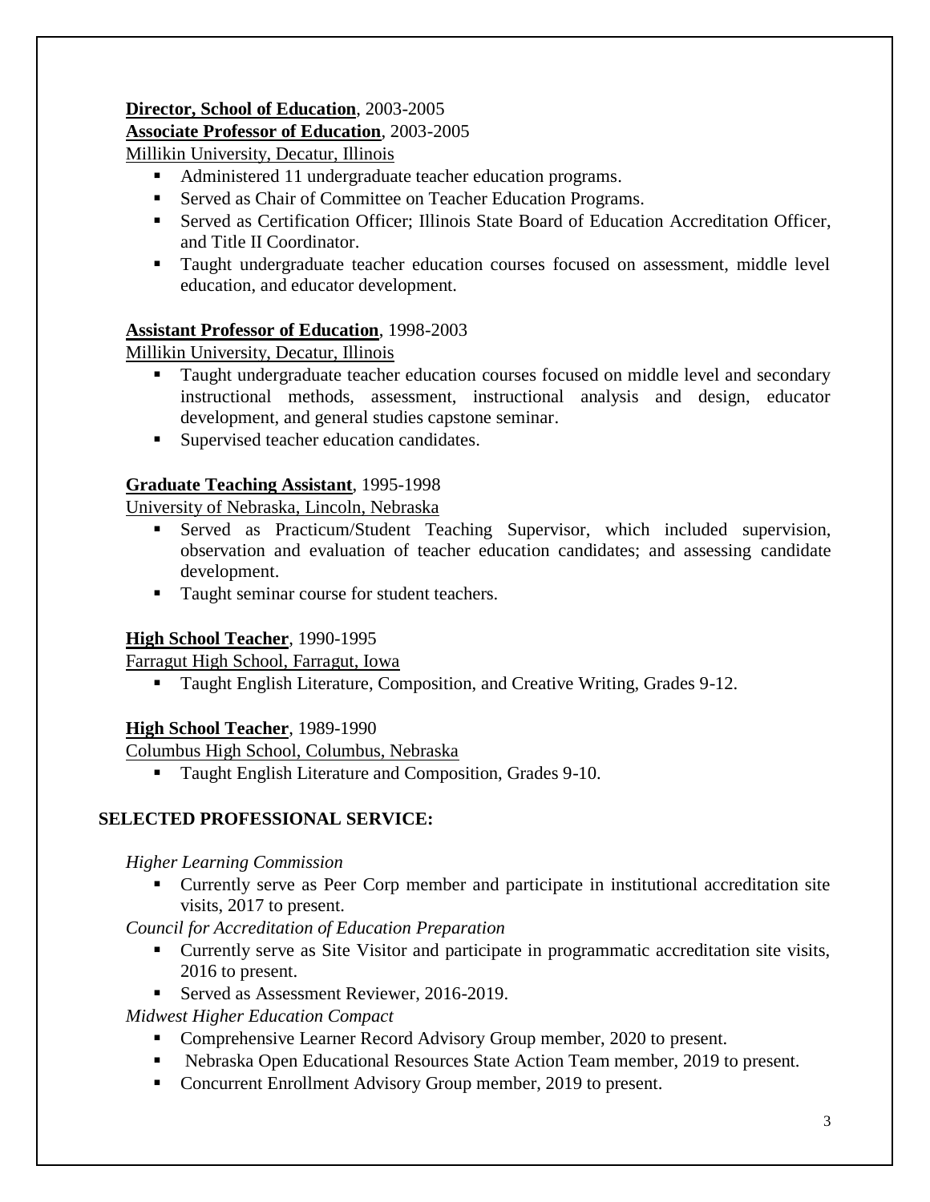**Director, School of Education**, 2003-2005
**Associate Professor of Education**, 2003-2005
Millikin University, Decatur, Illinois

- Administered 11 undergraduate teacher education programs.
- Served as Chair of Committee on Teacher Education Programs.
- Served as Certification Officer; Illinois State Board of Education Accreditation Officer, and Title II Coordinator.
- Taught undergraduate teacher education courses focused on assessment, middle level education, and educator development.

**Assistant Professor of Education**, 1998-2003
Millikin University, Decatur, Illinois

- Taught undergraduate teacher education courses focused on middle level and secondary instructional methods, assessment, instructional analysis and design, educator development, and general studies capstone seminar.
- Supervised teacher education candidates.

**Graduate Teaching Assistant**, 1995-1998
University of Nebraska, Lincoln, Nebraska

- Served as Practicum/Student Teaching Supervisor, which included supervision, observation and evaluation of teacher education candidates; and assessing candidate development.
- Taught seminar course for student teachers.

**High School Teacher**, 1990-1995
Farragut High School, Farragut, Iowa

- Taught English Literature, Composition, and Creative Writing, Grades 9-12.

**High School Teacher**, 1989-1990
Columbus High School, Columbus, Nebraska

- Taught English Literature and Composition, Grades 9-10.

## SELECTED PROFESSIONAL SERVICE:

*Higher Learning Commission*

- Currently serve as Peer Corp member and participate in institutional accreditation site visits, 2017 to present.

*Council for Accreditation of Education Preparation*

- Currently serve as Site Visitor and participate in programmatic accreditation site visits, 2016 to present.
- Served as Assessment Reviewer, 2016-2019.

*Midwest Higher Education Compact*

- Comprehensive Learner Record Advisory Group member, 2020 to present.
- Nebraska Open Educational Resources State Action Team member, 2019 to present.
- Concurrent Enrollment Advisory Group member, 2019 to present.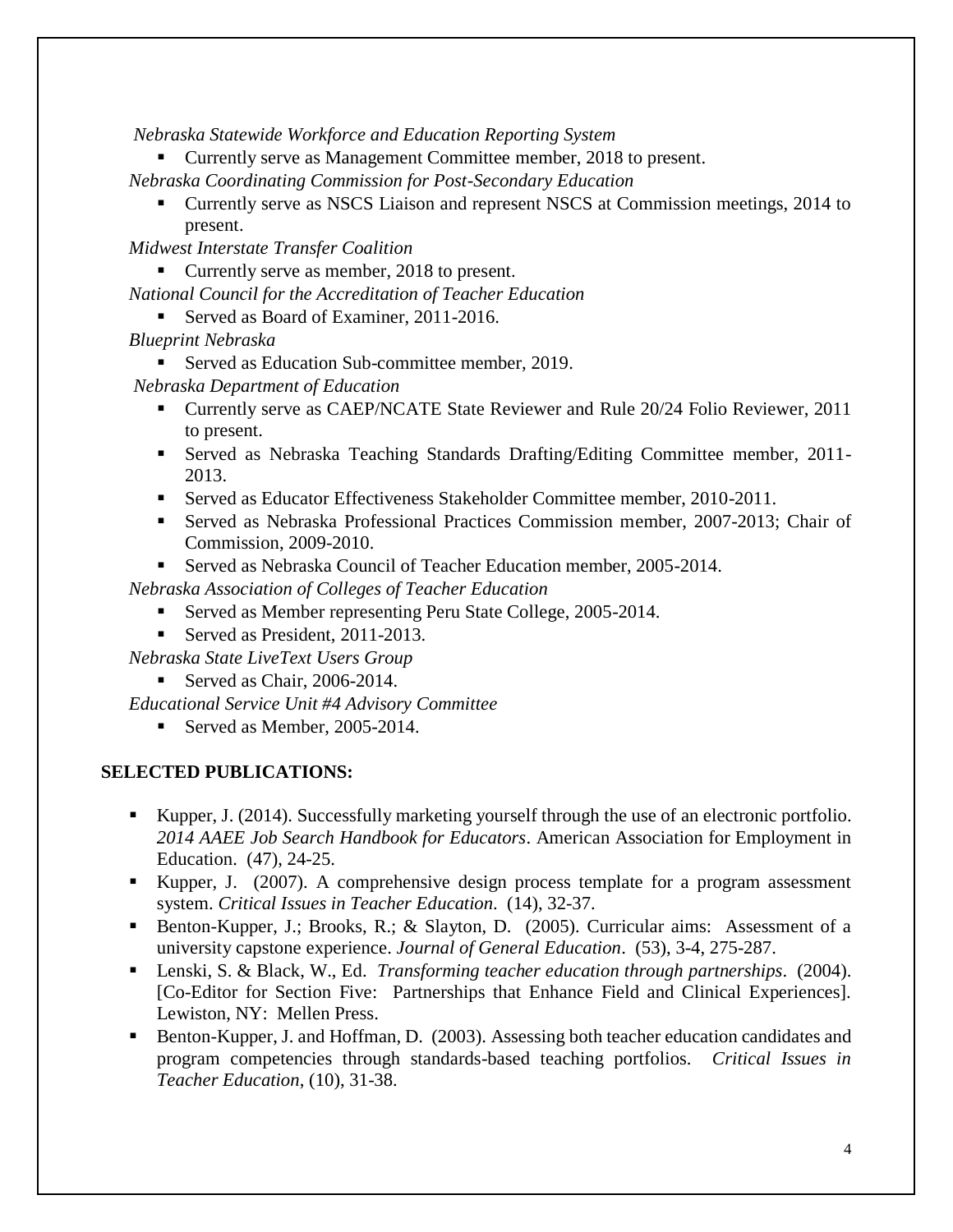*Nebraska Statewide Workforce and Education Reporting System*

- Currently serve as Management Committee member, 2018 to present.

*Nebraska Coordinating Commission for Post-Secondary Education*

- Currently serve as NSCS Liaison and represent NSCS at Commission meetings, 2014 to present.

*Midwest Interstate Transfer Coalition*

- Currently serve as member, 2018 to present.

*National Council for the Accreditation of Teacher Education*

- Served as Board of Examiner, 2011-2016.

*Blueprint Nebraska*

- Served as Education Sub-committee member, 2019.

*Nebraska Department of Education*

- Currently serve as CAEP/NCATE State Reviewer and Rule 20/24 Folio Reviewer, 2011 to present.
- Served as Nebraska Teaching Standards Drafting/Editing Committee member, 2011-2013.
- Served as Educator Effectiveness Stakeholder Committee member, 2010-2011.
- Served as Nebraska Professional Practices Commission member, 2007-2013; Chair of Commission, 2009-2010.
- Served as Nebraska Council of Teacher Education member, 2005-2014.

*Nebraska Association of Colleges of Teacher Education*

- Served as Member representing Peru State College, 2005-2014.
- Served as President, 2011-2013.

*Nebraska State LiveText Users Group*

- Served as Chair, 2006-2014.

*Educational Service Unit #4 Advisory Committee*

- Served as Member, 2005-2014.

## SELECTED PUBLICATIONS:

- Kupper, J. (2014). Successfully marketing yourself through the use of an electronic portfolio. *2014 AAEE Job Search Handbook for Educators*. American Association for Employment in Education. (47), 24-25.
- Kupper, J. (2007). A comprehensive design process template for a program assessment system. *Critical Issues in Teacher Education.* (14), 32-37.
- Benton-Kupper, J.; Brooks, R.; & Slayton, D. (2005). Curricular aims: Assessment of a university capstone experience. *Journal of General Education*. (53), 3-4, 275-287.
- Lenski, S. & Black, W., Ed. *Transforming teacher education through partnerships*. (2004). [Co-Editor for Section Five: Partnerships that Enhance Field and Clinical Experiences]. Lewiston, NY: Mellen Press.
- Benton-Kupper, J. and Hoffman, D. (2003). Assessing both teacher education candidates and program competencies through standards-based teaching portfolios. *Critical Issues in Teacher Education*, (10), 31-38.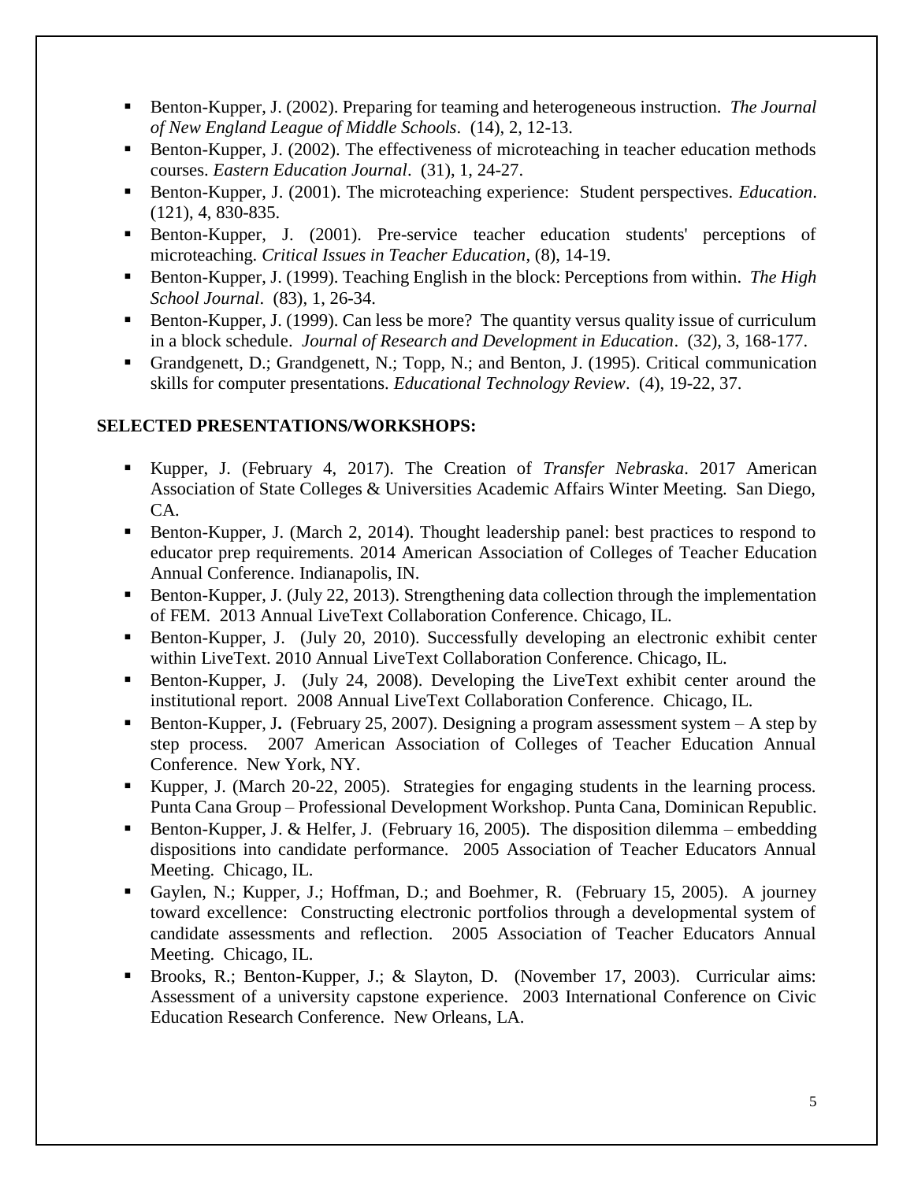- Benton-Kupper, J. (2002). Preparing for teaming and heterogeneous instruction. *The Journal of New England League of Middle Schools*. (14), 2, 12-13.
- Benton-Kupper, J. (2002). The effectiveness of microteaching in teacher education methods courses. *Eastern Education Journal*. (31), 1, 24-27.
- Benton-Kupper, J. (2001). The microteaching experience: Student perspectives. *Education*. (121), 4, 830-835.
- Benton-Kupper, J. (2001). Pre-service teacher education students' perceptions of microteaching. *Critical Issues in Teacher Education*, (8), 14-19.
- Benton-Kupper, J. (1999). Teaching English in the block: Perceptions from within. *The High School Journal*. (83), 1, 26-34.
- Benton-Kupper, J. (1999). Can less be more? The quantity versus quality issue of curriculum in a block schedule. *Journal of Research and Development in Education*. (32), 3, 168-177.
- Grandgenett, D.; Grandgenett, N.; Topp, N.; and Benton, J. (1995). Critical communication skills for computer presentations. *Educational Technology Review*. (4), 19-22, 37.

**SELECTED PRESENTATIONS/WORKSHOPS:**

- Kupper, J. (February 4, 2017). The Creation of *Transfer Nebraska*. 2017 American Association of State Colleges & Universities Academic Affairs Winter Meeting. San Diego, CA.
- Benton-Kupper, J. (March 2, 2014). Thought leadership panel: best practices to respond to educator prep requirements. 2014 American Association of Colleges of Teacher Education Annual Conference. Indianapolis, IN.
- Benton-Kupper, J. (July 22, 2013). Strengthening data collection through the implementation of FEM. 2013 Annual LiveText Collaboration Conference. Chicago, IL.
- Benton-Kupper, J. (July 20, 2010). Successfully developing an electronic exhibit center within LiveText. 2010 Annual LiveText Collaboration Conference. Chicago, IL.
- Benton-Kupper, J. (July 24, 2008). Developing the LiveText exhibit center around the institutional report. 2008 Annual LiveText Collaboration Conference. Chicago, IL.
- Benton-Kupper, J**.** (February 25, 2007). Designing a program assessment system – A step by step process. 2007 American Association of Colleges of Teacher Education Annual Conference. New York, NY.
- Kupper, J. (March 20-22, 2005). Strategies for engaging students in the learning process. Punta Cana Group – Professional Development Workshop. Punta Cana, Dominican Republic.
- Benton-Kupper, J. & Helfer, J. (February 16, 2005). The disposition dilemma – embedding dispositions into candidate performance. 2005 Association of Teacher Educators Annual Meeting. Chicago, IL.
- Gaylen, N.; Kupper, J.; Hoffman, D.; and Boehmer, R. (February 15, 2005). A journey toward excellence: Constructing electronic portfolios through a developmental system of candidate assessments and reflection. 2005 Association of Teacher Educators Annual Meeting. Chicago, IL.
- Brooks, R.; Benton-Kupper, J.; & Slayton, D. (November 17, 2003). Curricular aims: Assessment of a university capstone experience. 2003 International Conference on Civic Education Research Conference. New Orleans, LA.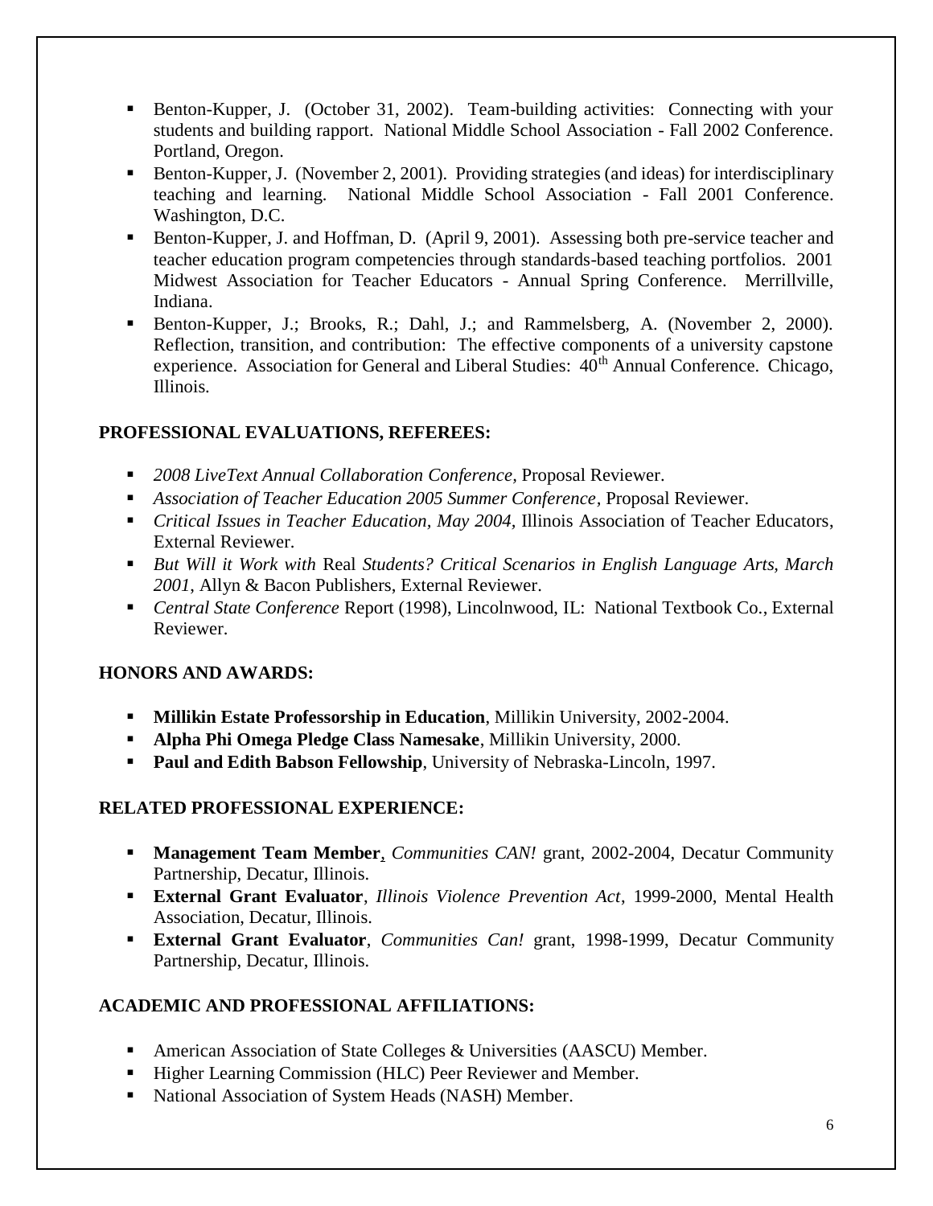- Benton-Kupper, J. (October 31, 2002). Team-building activities: Connecting with your students and building rapport. National Middle School Association - Fall 2002 Conference. Portland, Oregon.
- Benton-Kupper, J. (November 2, 2001). Providing strategies (and ideas) for interdisciplinary teaching and learning. National Middle School Association - Fall 2001 Conference. Washington, D.C.
- Benton-Kupper, J. and Hoffman, D. (April 9, 2001). Assessing both pre-service teacher and teacher education program competencies through standards-based teaching portfolios. 2001 Midwest Association for Teacher Educators - Annual Spring Conference. Merrillville, Indiana.
- Benton-Kupper, J.; Brooks, R.; Dahl, J.; and Rammelsberg, A. (November 2, 2000). Reflection, transition, and contribution: The effective components of a university capstone experience. Association for General and Liberal Studies: 40th Annual Conference. Chicago, Illinois.

**PROFESSIONAL EVALUATIONS, REFEREES:**

- *2008 LiveText Annual Collaboration Conference,* Proposal Reviewer.
- *Association of Teacher Education 2005 Summer Conference,* Proposal Reviewer.
- *Critical Issues in Teacher Education, May 2004,* Illinois Association of Teacher Educators, External Reviewer.
- *But Will it Work with* Real *Students? Critical Scenarios in English Language Arts, March 2001,* Allyn & Bacon Publishers, External Reviewer.
- *Central State Conference* Report (1998), Lincolnwood, IL: National Textbook Co., External Reviewer.

**HONORS AND AWARDS:**

- **Millikin Estate Professorship in Education**, Millikin University, 2002-2004.
- **Alpha Phi Omega Pledge Class Namesake**, Millikin University, 2000.
- **Paul and Edith Babson Fellowship**, University of Nebraska-Lincoln, 1997.

**RELATED PROFESSIONAL EXPERIENCE:**

- **Management Team Member**, *Communities CAN!* grant, 2002-2004, Decatur Community Partnership, Decatur, Illinois.
- **External Grant Evaluator**, *Illinois Violence Prevention Act*, 1999-2000, Mental Health Association, Decatur, Illinois.
- **External Grant Evaluator**, *Communities Can!* grant, 1998-1999, Decatur Community Partnership, Decatur, Illinois.

**ACADEMIC AND PROFESSIONAL AFFILIATIONS:**

- American Association of State Colleges & Universities (AASCU) Member.
- Higher Learning Commission (HLC) Peer Reviewer and Member.
- National Association of System Heads (NASH) Member.